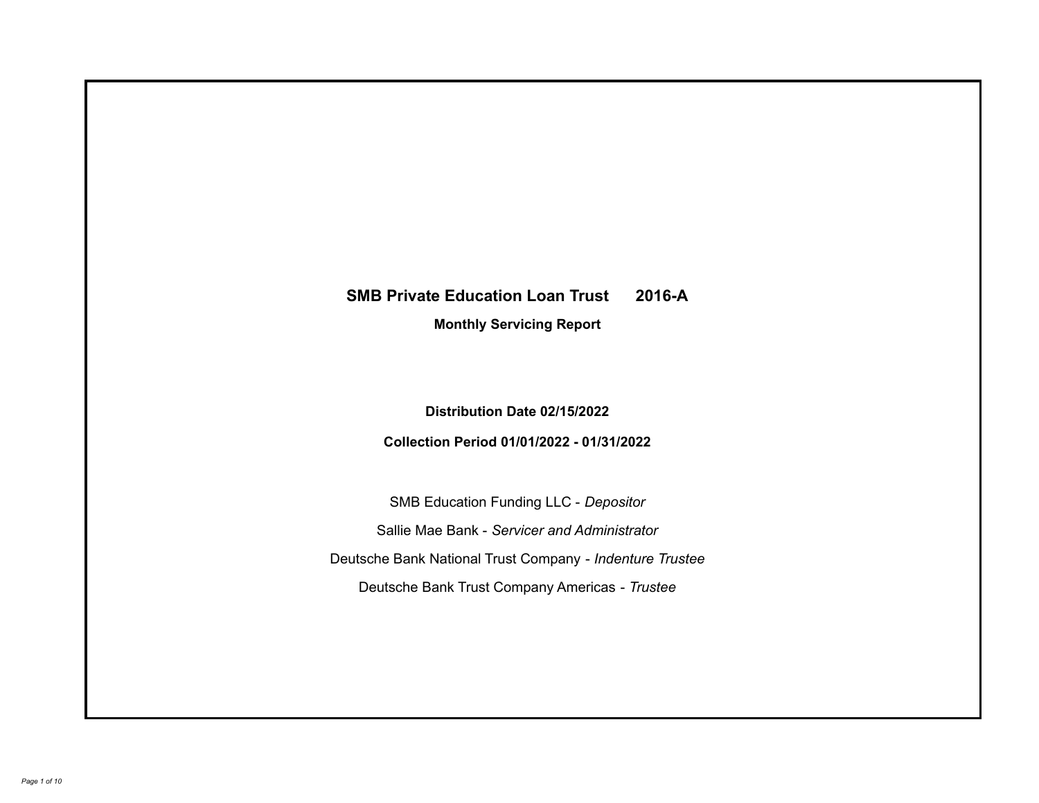# SMB Private Education Loan Trust 2016-A

## Monthly Servicing Report

**Distribution Date 02/15/2022**

**Collection Period 01/01/2022 - 01/31/2022**

SMB Education Funding LLC - *Depositor*

Sallie Mae Bank - *Servicer and Administrator*

Deutsche Bank National Trust Company - *Indenture Trustee*

Deutsche Bank Trust Company Americas - *Trustee*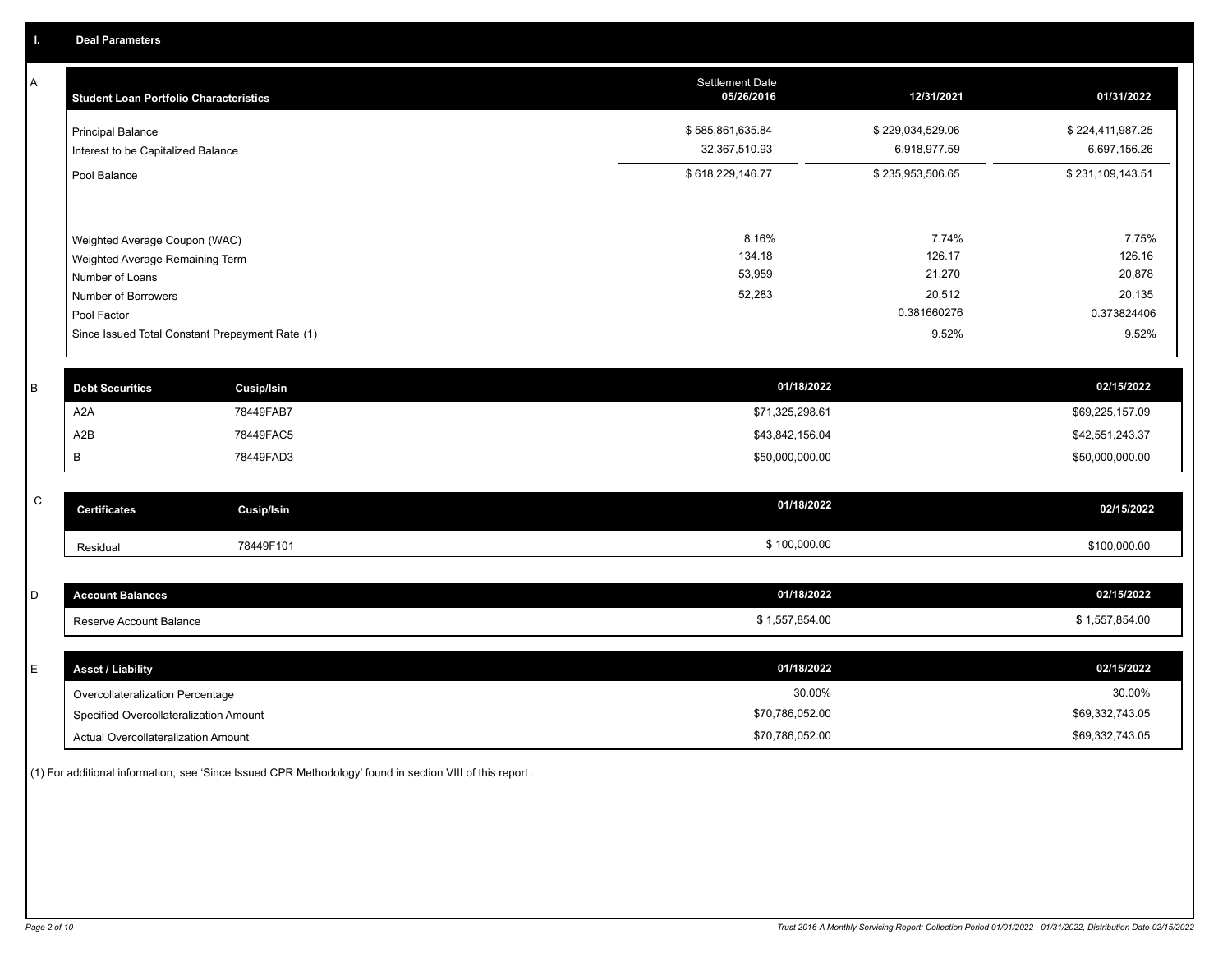## I. Deal Parameters

### A

| Student Loan Portfolio Characteristics | Settlement Date 05/26/2016 | 12/31/2021 | 01/31/2022 |
|---|---|---|---|
| Principal Balance | $ 585,861,635.84 | $ 229,034,529.06 | $ 224,411,987.25 |
| Interest to be Capitalized Balance | 32,367,510.93 | 6,918,977.59 | 6,697,156.26 |
| Pool Balance | $ 618,229,146.77 | $ 235,953,506.65 | $ 231,109,143.51 |
| Weighted Average Coupon (WAC) | 8.16% | 7.74% | 7.75% |
| Weighted Average Remaining Term | 134.18 | 126.17 | 126.16 |
| Number of Loans | 53,959 | 21,270 | 20,878 |
| Number of Borrowers | 52,283 | 20,512 | 20,135 |
| Pool Factor | | 0.381660276 | 0.373824406 |
| Since Issued Total Constant Prepayment Rate (1) | | 9.52% | 9.52% |

### B

| Debt Securities | Cusip/Isin | 01/18/2022 | 02/15/2022 |
|---|---|---|---|
| A2A | 78449FAB7 | $71,325,298.61 | $69,225,157.09 |
| A2B | 78449FAC5 | $43,842,156.04 | $42,551,243.37 |
| B | 78449FAD3 | $50,000,000.00 | $50,000,000.00 |

### C

| Certificates | Cusip/Isin | 01/18/2022 | 02/15/2022 |
|---|---|---|---|
| Residual | 78449F101 | $ 100,000.00 | $100,000.00 |

### D

| Account Balances | 01/18/2022 | 02/15/2022 |
|---|---|---|
| Reserve Account Balance | $ 1,557,854.00 | $ 1,557,854.00 |

### E

| Asset / Liability | 01/18/2022 | 02/15/2022 |
|---|---|---|
| Overcollateralization Percentage | 30.00% | 30.00% |
| Specified Overcollateralization Amount | $70,786,052.00 | $69,332,743.05 |
| Actual Overcollateralization Amount | $70,786,052.00 | $69,332,743.05 |

(1) For additional information, see 'Since Issued CPR Methodology' found in section VIII of this report.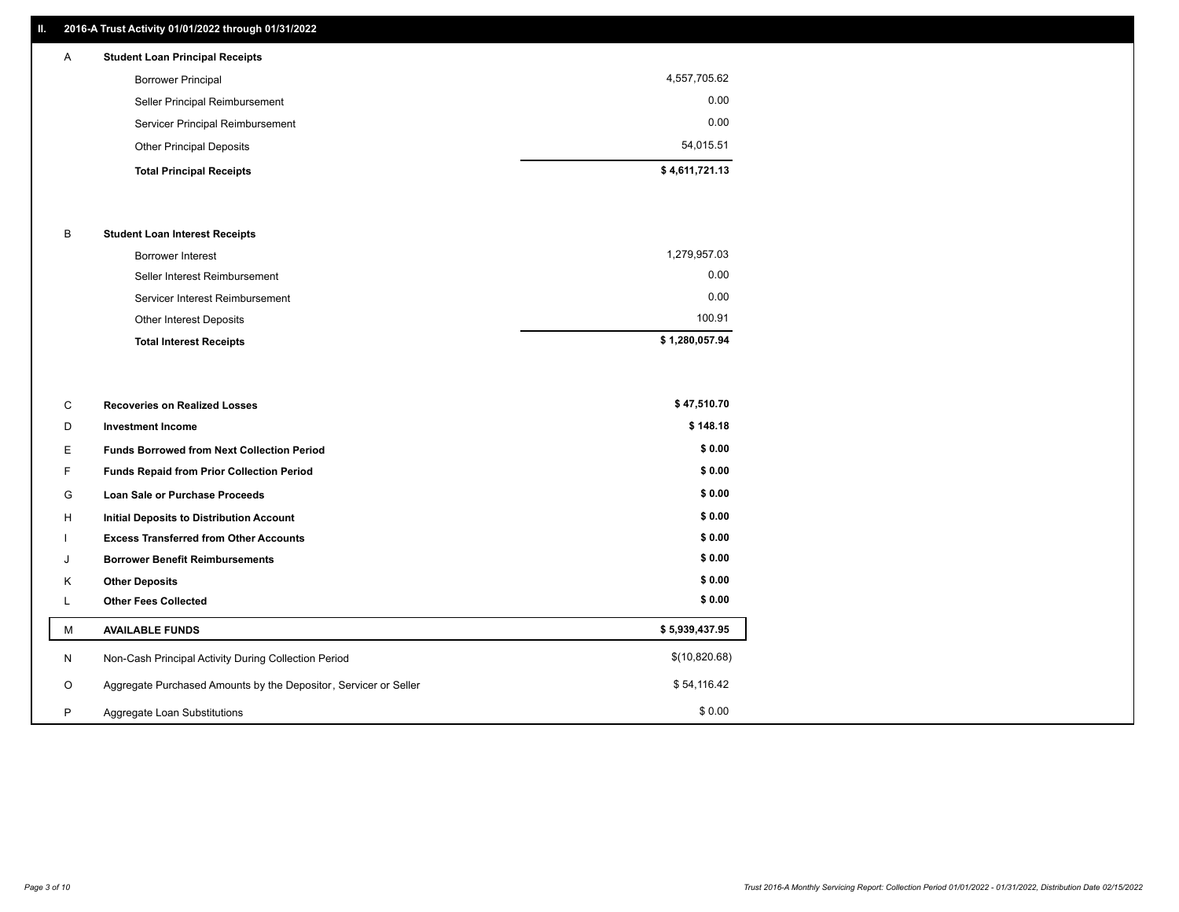## II. 2016-A Trust Activity 01/01/2022 through 01/31/2022

| | | |
|---|---|---|
| A | **Student Loan Principal Receipts** | |
| | Borrower Principal | 4,557,705.62 |
| | Seller Principal Reimbursement | 0.00 |
| | Servicer Principal Reimbursement | 0.00 |
| | Other Principal Deposits | 54,015.51 |
| | **Total Principal Receipts** | **$ 4,611,721.13** |
| B | **Student Loan Interest Receipts** | |
| | Borrower Interest | 1,279,957.03 |
| | Seller Interest Reimbursement | 0.00 |
| | Servicer Interest Reimbursement | 0.00 |
| | Other Interest Deposits | 100.91 |
| | **Total Interest Receipts** | **$ 1,280,057.94** |
| C | **Recoveries on Realized Losses** | **$ 47,510.70** |
| D | **Investment Income** | **$ 148.18** |
| E | **Funds Borrowed from Next Collection Period** | **$ 0.00** |
| F | **Funds Repaid from Prior Collection Period** | **$ 0.00** |
| G | **Loan Sale or Purchase Proceeds** | **$ 0.00** |
| H | **Initial Deposits to Distribution Account** | **$ 0.00** |
| I | **Excess Transferred from Other Accounts** | **$ 0.00** |
| J | **Borrower Benefit Reimbursements** | **$ 0.00** |
| K | **Other Deposits** | **$ 0.00** |
| L | **Other Fees Collected** | **$ 0.00** |
| M | **AVAILABLE FUNDS** | **$ 5,939,437.95** |
| N | Non-Cash Principal Activity During Collection Period | $(10,820.68) |
| O | Aggregate Purchased Amounts by the Depositor, Servicer or Seller | $ 54,116.42 |
| P | Aggregate Loan Substitutions | $ 0.00 |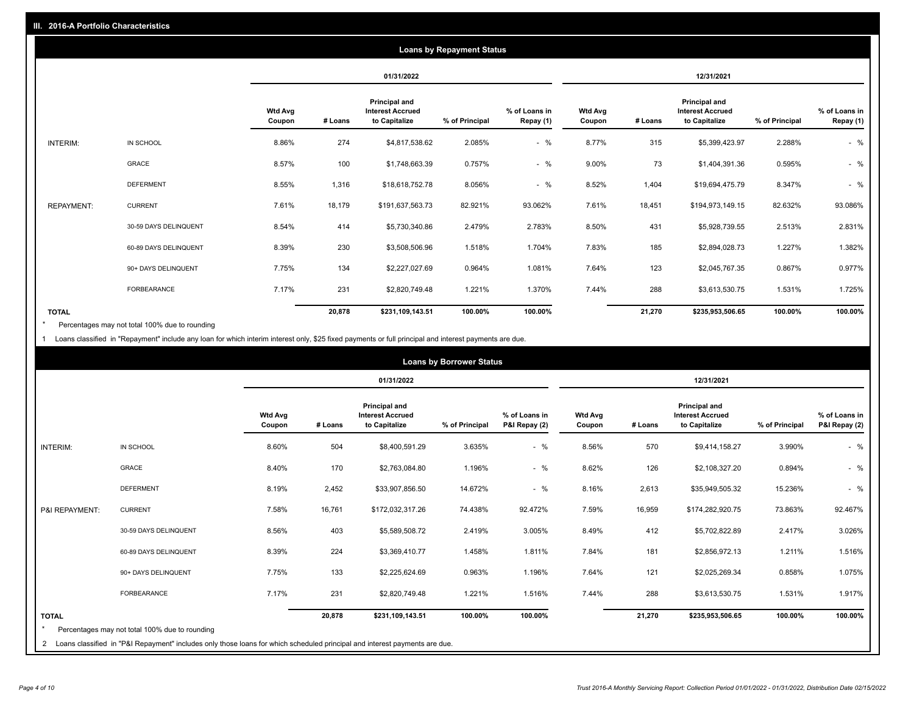## III. 2016-A Portfolio Characteristics

### Loans by Repayment Status

| | | 01/31/2022 | | | | | 12/31/2021 | | | | |
|---|---|---|---|---|---|---|---|---|---|---|---|
| | | Wtd Avg Coupon | # Loans | Principal and Interest Accrued to Capitalize | % of Principal | % of Loans in Repay (1) | Wtd Avg Coupon | # Loans | Principal and Interest Accrued to Capitalize | % of Principal | % of Loans in Repay (1) |
| INTERIM: | IN SCHOOL | 8.86% | 274 | $4,817,538.62 | 2.085% | - % | 8.77% | 315 | $5,399,423.97 | 2.288% | - % |
| | GRACE | 8.57% | 100 | $1,748,663.39 | 0.757% | - % | 9.00% | 73 | $1,404,391.36 | 0.595% | - % |
| | DEFERMENT | 8.55% | 1,316 | $18,618,752.78 | 8.056% | - % | 8.52% | 1,404 | $19,694,475.79 | 8.347% | - % |
| REPAYMENT: | CURRENT | 7.61% | 18,179 | $191,637,563.73 | 82.921% | 93.062% | 7.61% | 18,451 | $194,973,149.15 | 82.632% | 93.086% |
| | 30-59 DAYS DELINQUENT | 8.54% | 414 | $5,730,340.86 | 2.479% | 2.783% | 8.50% | 431 | $5,928,739.55 | 2.513% | 2.831% |
| | 60-89 DAYS DELINQUENT | 8.39% | 230 | $3,508,506.96 | 1.518% | 1.704% | 7.83% | 185 | $2,894,028.73 | 1.227% | 1.382% |
| | 90+ DAYS DELINQUENT | 7.75% | 134 | $2,227,027.69 | 0.964% | 1.081% | 7.64% | 123 | $2,045,767.35 | 0.867% | 0.977% |
| | FORBEARANCE | 7.17% | 231 | $2,820,749.48 | 1.221% | 1.370% | 7.44% | 288 | $3,613,530.75 | 1.531% | 1.725% |
| TOTAL | | | 20,878 | $231,109,143.51 | 100.00% | 100.00% | | 21,270 | $235,953,506.65 | 100.00% | 100.00% |

\* Percentages may not total 100% due to rounding

1 Loans classified in "Repayment" include any loan for which interim interest only, $25 fixed payments or full principal and interest payments are due.

### Loans by Borrower Status

| | | 01/31/2022 | | | | | 12/31/2021 | | | | |
|---|---|---|---|---|---|---|---|---|---|---|---|
| | | Wtd Avg Coupon | # Loans | Principal and Interest Accrued to Capitalize | % of Principal | % of Loans in P&I Repay (2) | Wtd Avg Coupon | # Loans | Principal and Interest Accrued to Capitalize | % of Principal | % of Loans in P&I Repay (2) |
| INTERIM: | IN SCHOOL | 8.60% | 504 | $8,400,591.29 | 3.635% | - % | 8.56% | 570 | $9,414,158.27 | 3.990% | - % |
| | GRACE | 8.40% | 170 | $2,763,084.80 | 1.196% | - % | 8.62% | 126 | $2,108,327.20 | 0.894% | - % |
| | DEFERMENT | 8.19% | 2,452 | $33,907,856.50 | 14.672% | - % | 8.16% | 2,613 | $35,949,505.32 | 15.236% | - % |
| P&I REPAYMENT: | CURRENT | 7.58% | 16,761 | $172,032,317.26 | 74.438% | 92.472% | 7.59% | 16,959 | $174,282,920.75 | 73.863% | 92.467% |
| | 30-59 DAYS DELINQUENT | 8.56% | 403 | $5,589,508.72 | 2.419% | 3.005% | 8.49% | 412 | $5,702,822.89 | 2.417% | 3.026% |
| | 60-89 DAYS DELINQUENT | 8.39% | 224 | $3,369,410.77 | 1.458% | 1.811% | 7.84% | 181 | $2,856,972.13 | 1.211% | 1.516% |
| | 90+ DAYS DELINQUENT | 7.75% | 133 | $2,225,624.69 | 0.963% | 1.196% | 7.64% | 121 | $2,025,269.34 | 0.858% | 1.075% |
| | FORBEARANCE | 7.17% | 231 | $2,820,749.48 | 1.221% | 1.516% | 7.44% | 288 | $3,613,530.75 | 1.531% | 1.917% |
| TOTAL | | | 20,878 | $231,109,143.51 | 100.00% | 100.00% | | 21,270 | $235,953,506.65 | 100.00% | 100.00% |

\* Percentages may not total 100% due to rounding

2 Loans classified in "P&I Repayment" includes only those loans for which scheduled principal and interest payments are due.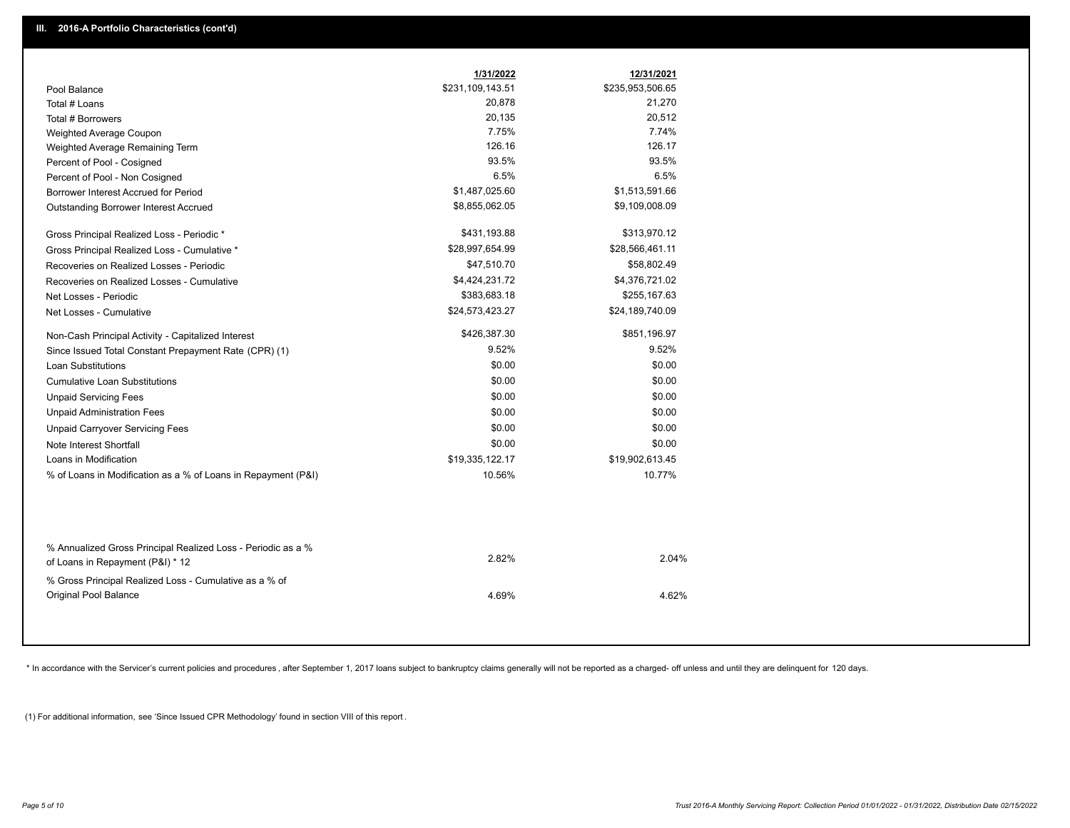## III. 2016-A Portfolio Characteristics (cont'd)

| | 1/31/2022 | 12/31/2021 |
|---|---|---|
| Pool Balance | $231,109,143.51 | $235,953,506.65 |
| Total # Loans | 20,878 | 21,270 |
| Total # Borrowers | 20,135 | 20,512 |
| Weighted Average Coupon | 7.75% | 7.74% |
| Weighted Average Remaining Term | 126.16 | 126.17 |
| Percent of Pool - Cosigned | 93.5% | 93.5% |
| Percent of Pool - Non Cosigned | 6.5% | 6.5% |
| Borrower Interest Accrued for Period | $1,487,025.60 | $1,513,591.66 |
| Outstanding Borrower Interest Accrued | $8,855,062.05 | $9,109,008.09 |
| Gross Principal Realized Loss - Periodic * | $431,193.88 | $313,970.12 |
| Gross Principal Realized Loss - Cumulative * | $28,997,654.99 | $28,566,461.11 |
| Recoveries on Realized Losses - Periodic | $47,510.70 | $58,802.49 |
| Recoveries on Realized Losses - Cumulative | $4,424,231.72 | $4,376,721.02 |
| Net Losses - Periodic | $383,683.18 | $255,167.63 |
| Net Losses - Cumulative | $24,573,423.27 | $24,189,740.09 |
| Non-Cash Principal Activity - Capitalized Interest | $426,387.30 | $851,196.97 |
| Since Issued Total Constant Prepayment Rate (CPR) (1) | 9.52% | 9.52% |
| Loan Substitutions | $0.00 | $0.00 |
| Cumulative Loan Substitutions | $0.00 | $0.00 |
| Unpaid Servicing Fees | $0.00 | $0.00 |
| Unpaid Administration Fees | $0.00 | $0.00 |
| Unpaid Carryover Servicing Fees | $0.00 | $0.00 |
| Note Interest Shortfall | $0.00 | $0.00 |
| Loans in Modification | $19,335,122.17 | $19,902,613.45 |
| % of Loans in Modification as a % of Loans in Repayment (P&I) | 10.56% | 10.77% |
| % Annualized Gross Principal Realized Loss - Periodic as a % of Loans in Repayment (P&I) * 12 | 2.82% | 2.04% |
| % Gross Principal Realized Loss - Cumulative as a % of Original Pool Balance | 4.69% | 4.62% |

* In accordance with the Servicer's current policies and procedures , after September 1, 2017 loans subject to bankruptcy claims generally will not be reported as a charged- off unless and until they are delinquent for 120 days.

(1) For additional information, see 'Since Issued CPR Methodology' found in section VIII of this report .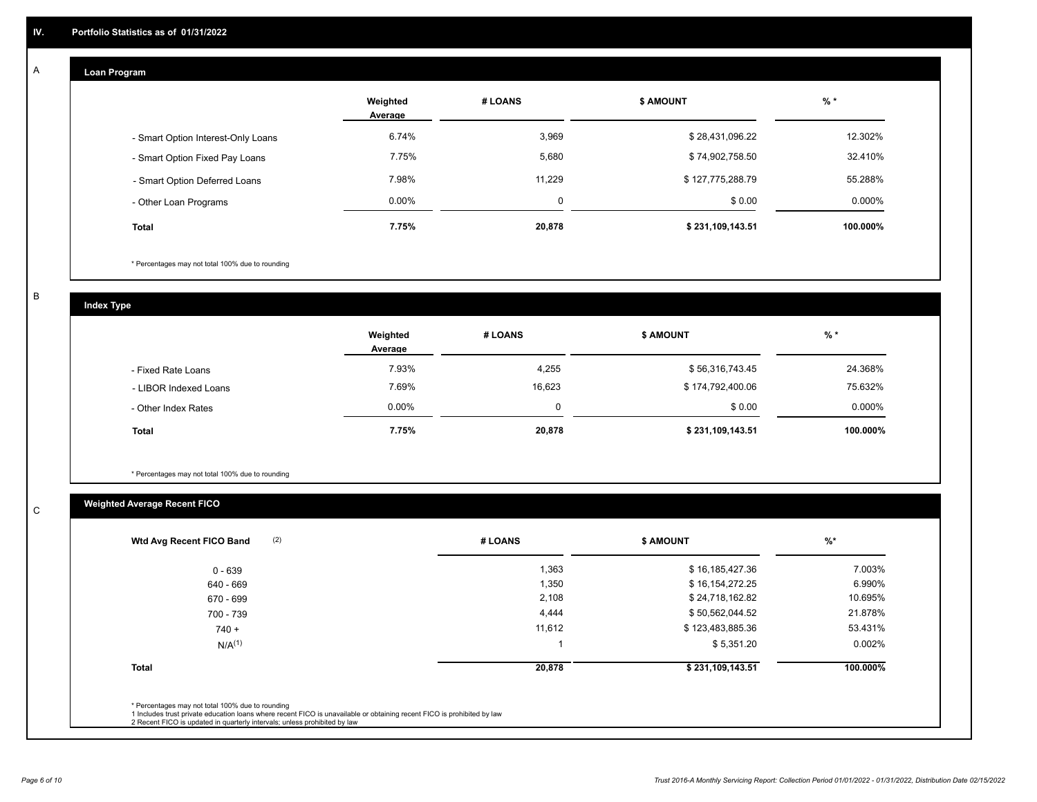## IV. Portfolio Statistics as of 01/31/2022

### A Loan Program

| | Weighted Average | # LOANS | $ AMOUNT | % * |
|---|---|---|---|---|
| - Smart Option Interest-Only Loans | 6.74% | 3,969 | $ 28,431,096.22 | 12.302% |
| - Smart Option Fixed Pay Loans | 7.75% | 5,680 | $ 74,902,758.50 | 32.410% |
| - Smart Option Deferred Loans | 7.98% | 11,229 | $ 127,775,288.79 | 55.288% |
| - Other Loan Programs | 0.00% | 0 | $ 0.00 | 0.000% |
| **Total** | **7.75%** | **20,878** | **$ 231,109,143.51** | **100.000%** |

* Percentages may not total 100% due to rounding

### B Index Type

| | Weighted Average | # LOANS | $ AMOUNT | % * |
|---|---|---|---|---|
| - Fixed Rate Loans | 7.93% | 4,255 | $ 56,316,743.45 | 24.368% |
| - LIBOR Indexed Loans | 7.69% | 16,623 | $ 174,792,400.06 | 75.632% |
| - Other Index Rates | 0.00% | 0 | $ 0.00 | 0.000% |
| **Total** | **7.75%** | **20,878** | **$ 231,109,143.51** | **100.000%** |

* Percentages may not total 100% due to rounding

### C Weighted Average Recent FICO

| Wtd Avg Recent FICO Band (2) | # LOANS | $ AMOUNT | %* |
|---|---|---|---|
| 0 - 639 | 1,363 | $ 16,185,427.36 | 7.003% |
| 640 - 669 | 1,350 | $ 16,154,272.25 | 6.990% |
| 670 - 699 | 2,108 | $ 24,718,162.82 | 10.695% |
| 700 - 739 | 4,444 | $ 50,562,044.52 | 21.878% |
| 740 + | 11,612 | $ 123,483,885.36 | 53.431% |
| N/A(1) | 1 | $ 5,351.20 | 0.002% |
| **Total** | **20,878** | **$ 231,109,143.51** | **100.000%** |

* Percentages may not total 100% due to rounding
1 Includes trust private education loans where recent FICO is unavailable or obtaining recent FICO is prohibited by law
2 Recent FICO is updated in quarterly intervals; unless prohibited by law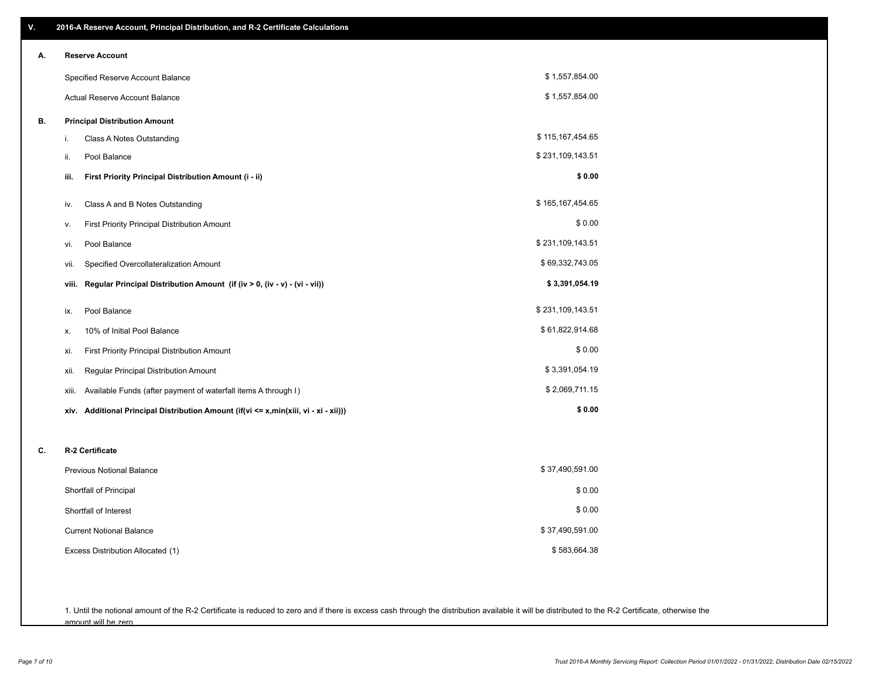## V. 2016-A Reserve Account, Principal Distribution, and R-2 Certificate Calculations

### A. Reserve Account

| | |
|---|---|
| Specified Reserve Account Balance | $ 1,557,854.00 |
| Actual Reserve Account Balance | $ 1,557,854.00 |

### B. Principal Distribution Amount

| | | |
|---|---|---|
| i. | Class A Notes Outstanding | $ 115,167,454.65 |
| ii. | Pool Balance | $ 231,109,143.51 |
| **iii.** | **First Priority Principal Distribution Amount (i - ii)** | **$ 0.00** |
| iv. | Class A and B Notes Outstanding | $ 165,167,454.65 |
| v. | First Priority Principal Distribution Amount | $ 0.00 |
| vi. | Pool Balance | $ 231,109,143.51 |
| vii. | Specified Overcollateralization Amount | $ 69,332,743.05 |
| **viii.** | **Regular Principal Distribution Amount (if (iv > 0, (iv - v) - (vi - vii))** | **$ 3,391,054.19** |
| ix. | Pool Balance | $ 231,109,143.51 |
| x. | 10% of Initial Pool Balance | $ 61,822,914.68 |
| xi. | First Priority Principal Distribution Amount | $ 0.00 |
| xii. | Regular Principal Distribution Amount | $ 3,391,054.19 |
| xiii. | Available Funds (after payment of waterfall items A through I) | $ 2,069,711.15 |
| **xiv.** | **Additional Principal Distribution Amount (if(vi <= x,min(xiii, vi - xi - xii)))** | **$ 0.00** |

### C. R-2 Certificate

| | |
|---|---|
| Previous Notional Balance | $ 37,490,591.00 |
| Shortfall of Principal | $ 0.00 |
| Shortfall of Interest | $ 0.00 |
| Current Notional Balance | $ 37,490,591.00 |
| Excess Distribution Allocated (1) | $ 583,664.38 |

1. Until the notional amount of the R-2 Certificate is reduced to zero and if there is excess cash through the distribution available it will be distributed to the R-2 Certificate, otherwise the amount will be zero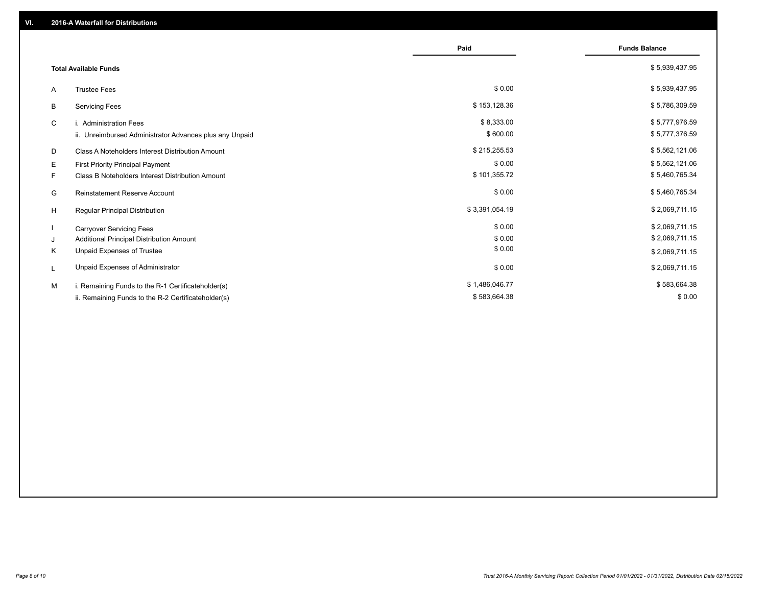## VI. 2016-A Waterfall for Distributions

| | | Paid | Funds Balance |
|---|---|---|---|
| | **Total Available Funds** | | $ 5,939,437.95 |
| A | Trustee Fees | $ 0.00 | $ 5,939,437.95 |
| B | Servicing Fees | $ 153,128.36 | $ 5,786,309.59 |
| C | i. Administration Fees | $ 8,333.00 | $ 5,777,976.59 |
| | ii. Unreimbursed Administrator Advances plus any Unpaid | $ 600.00 | $ 5,777,376.59 |
| D | Class A Noteholders Interest Distribution Amount | $ 215,255.53 | $ 5,562,121.06 |
| E | First Priority Principal Payment | $ 0.00 | $ 5,562,121.06 |
| F | Class B Noteholders Interest Distribution Amount | $ 101,355.72 | $ 5,460,765.34 |
| G | Reinstatement Reserve Account | $ 0.00 | $ 5,460,765.34 |
| H | Regular Principal Distribution | $ 3,391,054.19 | $ 2,069,711.15 |
| I | Carryover Servicing Fees | $ 0.00 | $ 2,069,711.15 |
| J | Additional Principal Distribution Amount | $ 0.00 | $ 2,069,711.15 |
| K | Unpaid Expenses of Trustee | $ 0.00 | $ 2,069,711.15 |
| L | Unpaid Expenses of Administrator | $ 0.00 | $ 2,069,711.15 |
| M | i. Remaining Funds to the R-1 Certificateholder(s) | $ 1,486,046.77 | $ 583,664.38 |
| | ii. Remaining Funds to the R-2 Certificateholder(s) | $ 583,664.38 | $ 0.00 |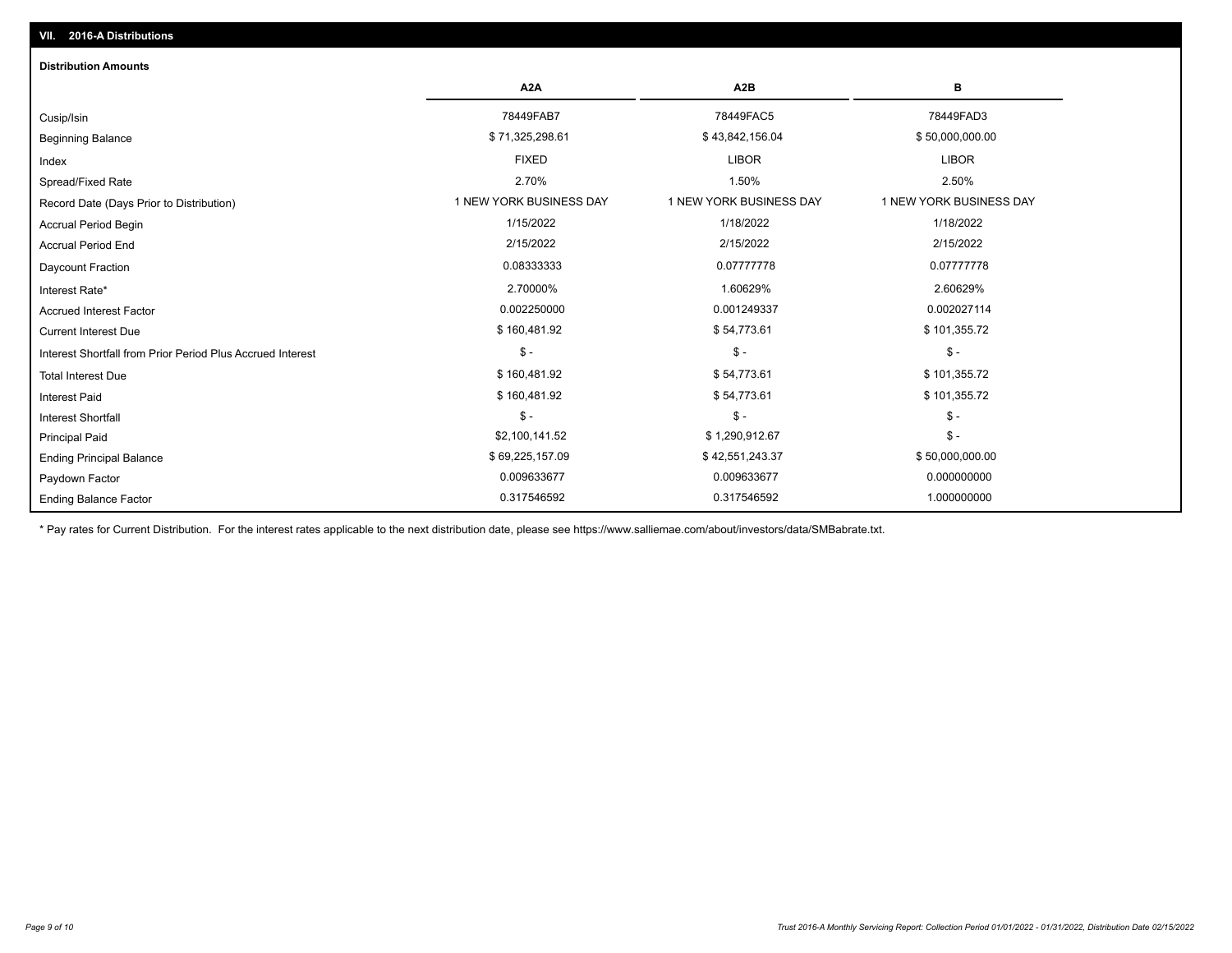## VII. 2016-A Distributions

### Distribution Amounts

| | A2A | A2B | B |
|---|---|---|---|
| Cusip/Isin | 78449FAB7 | 78449FAC5 | 78449FAD3 |
| Beginning Balance | $ 71,325,298.61 | $ 43,842,156.04 | $ 50,000,000.00 |
| Index | FIXED | LIBOR | LIBOR |
| Spread/Fixed Rate | 2.70% | 1.50% | 2.50% |
| Record Date (Days Prior to Distribution) | 1 NEW YORK BUSINESS DAY | 1 NEW YORK BUSINESS DAY | 1 NEW YORK BUSINESS DAY |
| Accrual Period Begin | 1/15/2022 | 1/18/2022 | 1/18/2022 |
| Accrual Period End | 2/15/2022 | 2/15/2022 | 2/15/2022 |
| Daycount Fraction | 0.08333333 | 0.07777778 | 0.07777778 |
| Interest Rate* | 2.70000% | 1.60629% | 2.60629% |
| Accrued Interest Factor | 0.002250000 | 0.001249337 | 0.002027114 |
| Current Interest Due | $ 160,481.92 | $ 54,773.61 | $ 101,355.72 |
| Interest Shortfall from Prior Period Plus Accrued Interest | $ - | $ - | $ - |
| Total Interest Due | $ 160,481.92 | $ 54,773.61 | $ 101,355.72 |
| Interest Paid | $ 160,481.92 | $ 54,773.61 | $ 101,355.72 |
| Interest Shortfall | $ - | $ - | $ - |
| Principal Paid | $2,100,141.52 | $ 1,290,912.67 | $ - |
| Ending Principal Balance | $ 69,225,157.09 | $ 42,551,243.37 | $ 50,000,000.00 |
| Paydown Factor | 0.009633677 | 0.009633677 | 0.000000000 |
| Ending Balance Factor | 0.317546592 | 0.317546592 | 1.000000000 |

* Pay rates for Current Distribution. For the interest rates applicable to the next distribution date, please see https://www.salliemae.com/about/investors/data/SMBabrate.txt.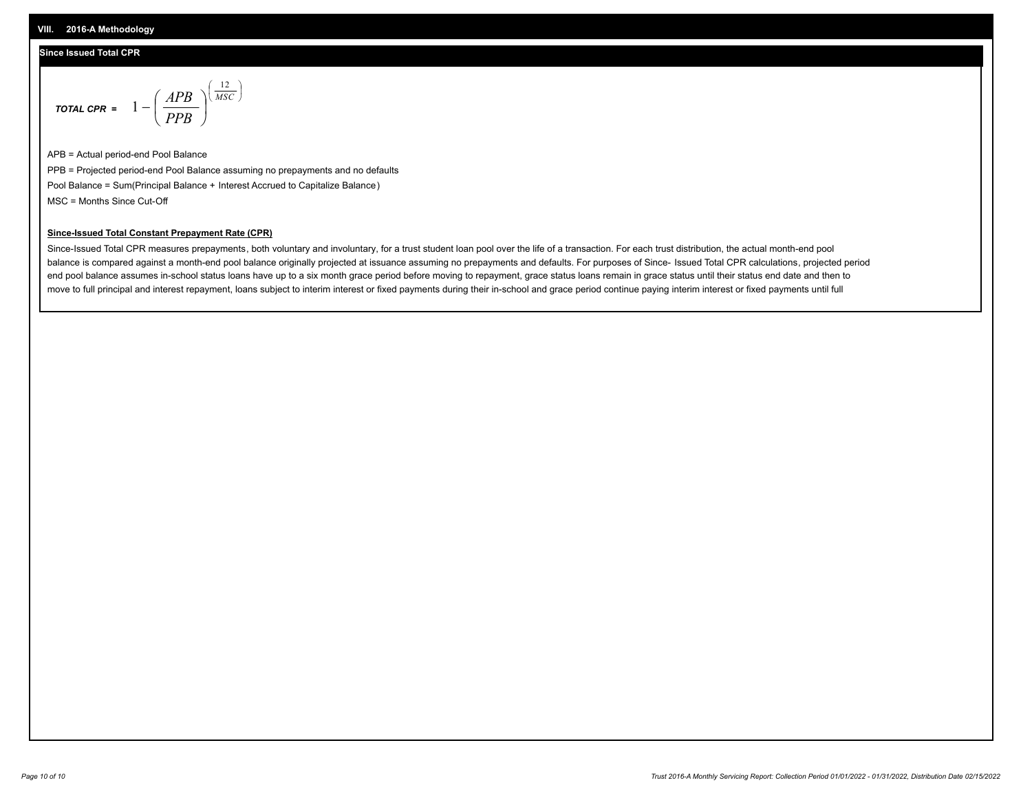## VIII. 2016-A Methodology

### Since Issued Total CPR

$$\textit{TOTAL CPR} = 1 - \left( \frac{APB}{PPB} \right)^{\left( \frac{12}{MSC} \right)}$$

APB = Actual period-end Pool Balance

PPB = Projected period-end Pool Balance assuming no prepayments and no defaults

Pool Balance = Sum(Principal Balance + Interest Accrued to Capitalize Balance)

MSC = Months Since Cut-Off

**Since-Issued Total Constant Prepayment Rate (CPR)**

Since-Issued Total CPR measures prepayments, both voluntary and involuntary, for a trust student loan pool over the life of a transaction. For each trust distribution, the actual month-end pool balance is compared against a month-end pool balance originally projected at issuance assuming no prepayments and defaults. For purposes of Since- Issued Total CPR calculations, projected period end pool balance assumes in-school status loans have up to a six month grace period before moving to repayment, grace status loans remain in grace status until their status end date and then to move to full principal and interest repayment, loans subject to interim interest or fixed payments during their in-school and grace period continue paying interim interest or fixed payments until full